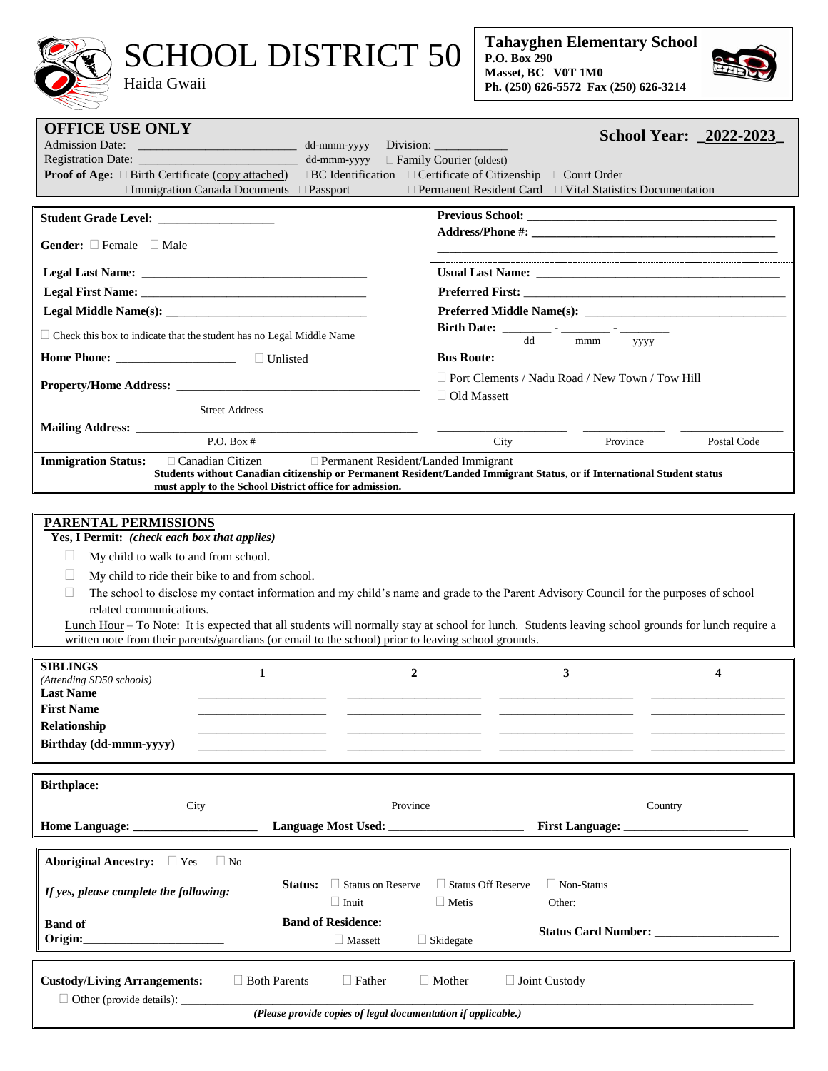# SCHOOL DISTRICT 50

Haida Gwaii

**Tahayghen Elementary School**
**P.O. Box 290**
**Masset, BC V0T 1M0**
**Ph. (250) 626-5572 Fax (250) 626-3214**

**OFFICE USE ONLY** | **School Year: _2022-2023_**

Admission Date: ________________________ dd-mmm-yyyy Division: ____________

Registration Date: ________________________ dd-mmm-yyyy ☐ Family Courier (oldest)

**Proof of Age:** ☐ Birth Certificate (copy attached) ☐ BC Identification ☐ Certificate of Citizenship ☐ Court Order ☐ Immigration Canada Documents ☐ Passport ☐ Permanent Resident Card ☐ Vital Statistics Documentation

---

**Student Grade Level:** __________________

**Gender:** ☐ Female ☐ Male

**Previous School:** ______________________________________

**Address/Phone #:** ______________________________________

**Legal Last Name:** ____________________________________

**Legal First Name:** ____________________________________

**Legal Middle Name(s):** ________________________________

☐ Check this box to indicate that the student has no Legal Middle Name

**Usual Last Name:** ____________________________________

**Preferred First:** ______________________________________

**Preferred Middle Name(s):** ______________________________

**Birth Date:** ________ - ________ - ________ (dd mmm yyyy)

**Home Phone:** ____________________ ☐ Unlisted

**Bus Route:**

☐ Port Clements / Nadu Road / New Town / Tow Hill

☐ Old Massett

**Property/Home Address:** ________________________________________ (Street Address)

**Mailing Address:** ________________________________________ (P.O. Box #) ________ (City) ________ (Province) ________ (Postal Code)

**Immigration Status:** ☐ Canadian Citizen ☐ Permanent Resident/Landed Immigrant

**Students without Canadian citizenship or Permanent Resident/Landed Immigrant Status, or if International Student status must apply to the School District office for admission.**

---

## PARENTAL PERMISSIONS

**Yes, I Permit:** ***(check each box that applies)***

- ☐ My child to walk to and from school.
- ☐ My child to ride their bike to and from school.
- ☐ The school to disclose my contact information and my child's name and grade to the Parent Advisory Council for the purposes of school related communications.

Lunch Hour – To Note: It is expected that all students will normally stay at school for lunch. Students leaving school grounds for lunch require a written note from their parents/guardians (or email to the school) prior to leaving school grounds.

---

| **SIBLINGS** *(Attending SD50 schools)* | 1 | 2 | 3 | 4 |
|---|---|---|---|---|
| **Last Name** | | | | |
| **First Name** | | | | |
| **Relationship** | | | | |
| **Birthday (dd-mmm-yyyy)** | | | | |

---

**Birthplace:** ____________ (City) ____________ (Province) ____________ (Country)

**Home Language:** ____________ **Language Most Used:** ____________ **First Language:** ____________

---

**Aboriginal Ancestry:** ☐ Yes ☐ No

*If yes, please complete the following:*

**Status:** ☐ Status on Reserve ☐ Status Off Reserve ☐ Non-Status ☐ Inuit ☐ Metis Other: ____________

**Band of Origin:** ____________________

**Band of Residence:** ☐ Massett ☐ Skidegate

**Status Card Number:** ____________________

---

**Custody/Living Arrangements:** ☐ Both Parents ☐ Father ☐ Mother ☐ Joint Custody

☐ Other (provide details): ________________________________________________

***(Please provide copies of legal documentation if applicable.)***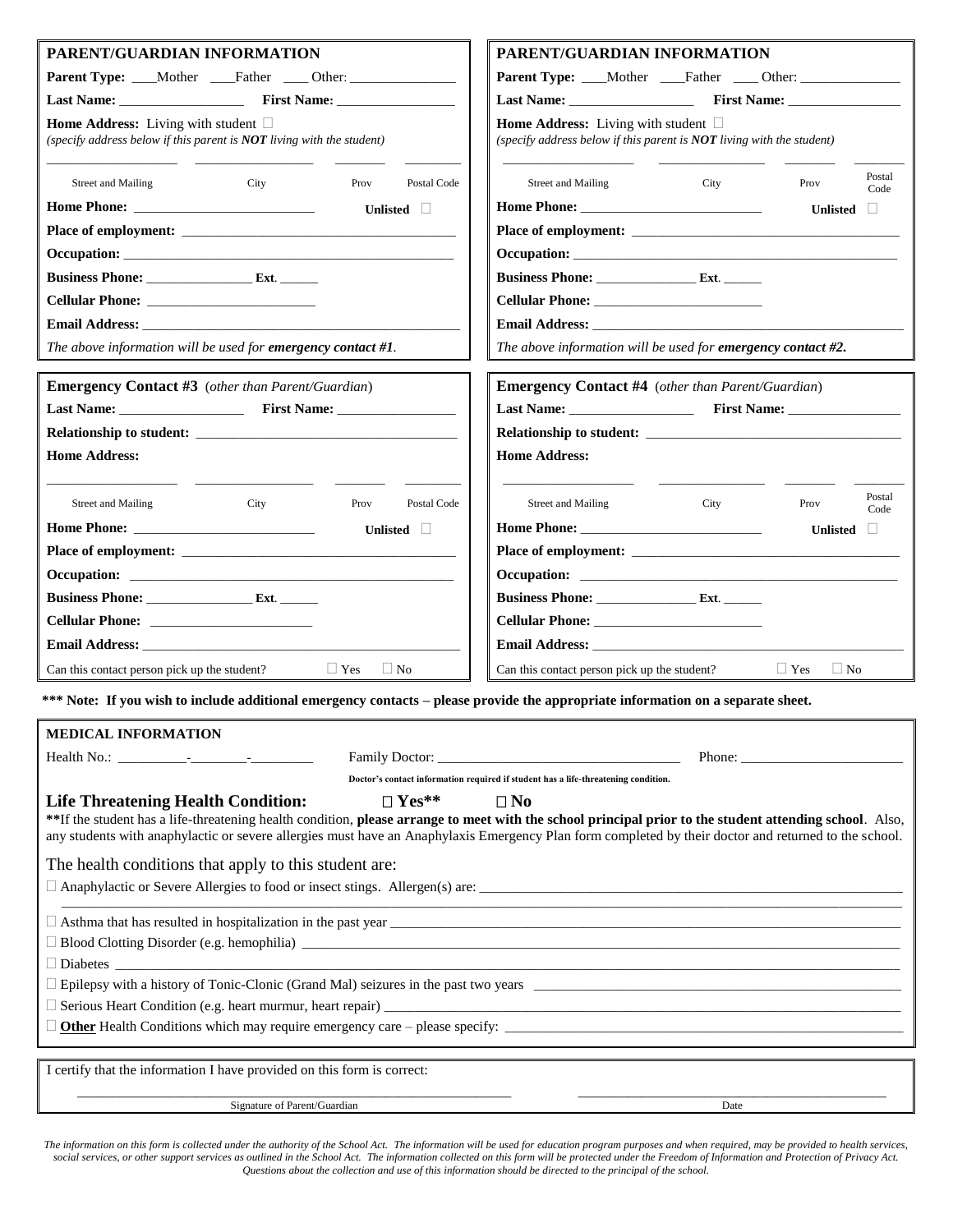## PARENT/GUARDIAN INFORMATION

**Parent Type:** ___Mother ___Father ___ Other: _______________

**Last Name:** _________________ **First Name:** ________________

**Home Address:** Living with student ☐
*(specify address below if this parent is **NOT** living with the student)*

_________________ _________________ _______ _________
Street and Mailing City Prov Postal Code

**Home Phone:** __________________________ **Unlisted** ☐

**Place of employment:** _______________________________________

**Occupation:** ______________________________________________

**Business Phone:** _______________ **Ext**. ______

**Cellular Phone:** _______________________

**Email Address:** ____________________________________________

*The above information will be used for **emergency contact #1**.*

## PARENT/GUARDIAN INFORMATION

**Parent Type:** ___Mother ___Father ___ Other: ______________

**Last Name:** _________________ **First Name:** ________________

**Home Address:** Living with student ☐
*(specify address below if this parent is **NOT** living with the student)*

_________________ _________________ _______ _________
Street and Mailing City Prov Postal Code

**Home Phone:** __________________________ **Unlisted** ☐

**Place of employment:** _______________________________________

**Occupation:** ______________________________________________

**Business Phone:** _______________ **Ext**. ______

**Cellular Phone:** _______________________

**Email Address:** ____________________________________________

*The above information will be used for **emergency contact #2.***

## Emergency Contact #3 (*other than Parent/Guardian*)

**Last Name:** _________________ **First Name:** ________________

**Relationship to student:** ____________________________________

**Home Address:**

_________________ _________________ _______ _________
Street and Mailing City Prov Postal Code

**Home Phone:** __________________________ **Unlisted** ☐

**Place of employment:** _______________________________________

**Occupation:** ______________________________________________

**Business Phone:** _______________ **Ext**. ______

**Cellular Phone:** _______________________

**Email Address:** ____________________________________________

Can this contact person pick up the student? ☐ Yes ☐ No

## Emergency Contact #4 (*other than Parent/Guardian*)

**Last Name:** _________________ **First Name:** ________________

**Relationship to student:** ____________________________________

**Home Address:**

_________________ _________________ _______ _________
Street and Mailing City Prov Postal Code

**Home Phone:** __________________________ **Unlisted** ☐

**Place of employment:** _______________________________________

**Occupation:** ______________________________________________

**Business Phone:** _______________ **Ext**. ______

**Cellular Phone:** _______________________

**Email Address:** ____________________________________________

Can this contact person pick up the student? ☐ Yes ☐ No

***** Note: If you wish to include additional emergency contacts – please provide the appropriate information on a separate sheet.**

## MEDICAL INFORMATION

Health No.: __________-________-_________ Family Doctor: _________________________________ Phone: _______________________

**Doctor's contact information required if student has a life-threatening condition.**

**Life Threatening Health Condition:** ☐ **Yes**** ☐ **No**

****If the student has a life-threatening health condition, please arrange to meet with the school principal prior to the student attending school**. Also, any students with anaphylactic or severe allergies must have an Anaphylaxis Emergency Plan form completed by their doctor and returned to the school.

The health conditions that apply to this student are:

☐ Anaphylactic or Severe Allergies to food or insect stings. Allergen(s) are: ___________________________________________

☐ Asthma that has resulted in hospitalization in the past year ____________________________________________________

☐ Blood Clotting Disorder (e.g. hemophilia) ___________________________________________________________________

☐ Diabetes ______________________________________________________________________________________

☐ Epilepsy with a history of Tonic-Clonic (Grand Mal) seizures in the past two years ___________________________________

☐ Serious Heart Condition (e.g. heart murmur, heart repair) _______________________________________________________

☐ **Other** Health Conditions which may require emergency care – please specify: ______________________________________

I certify that the information I have provided on this form is correct:

_____________________________________________ _______________________________
Signature of Parent/Guardian Date

*The information on this form is collected under the authority of the School Act. The information will be used for education program purposes and when required, may be provided to health services, social services, or other support services as outlined in the School Act. The information collected on this form will be protected under the Freedom of Information and Protection of Privacy Act. Questions about the collection and use of this information should be directed to the principal of the school.*